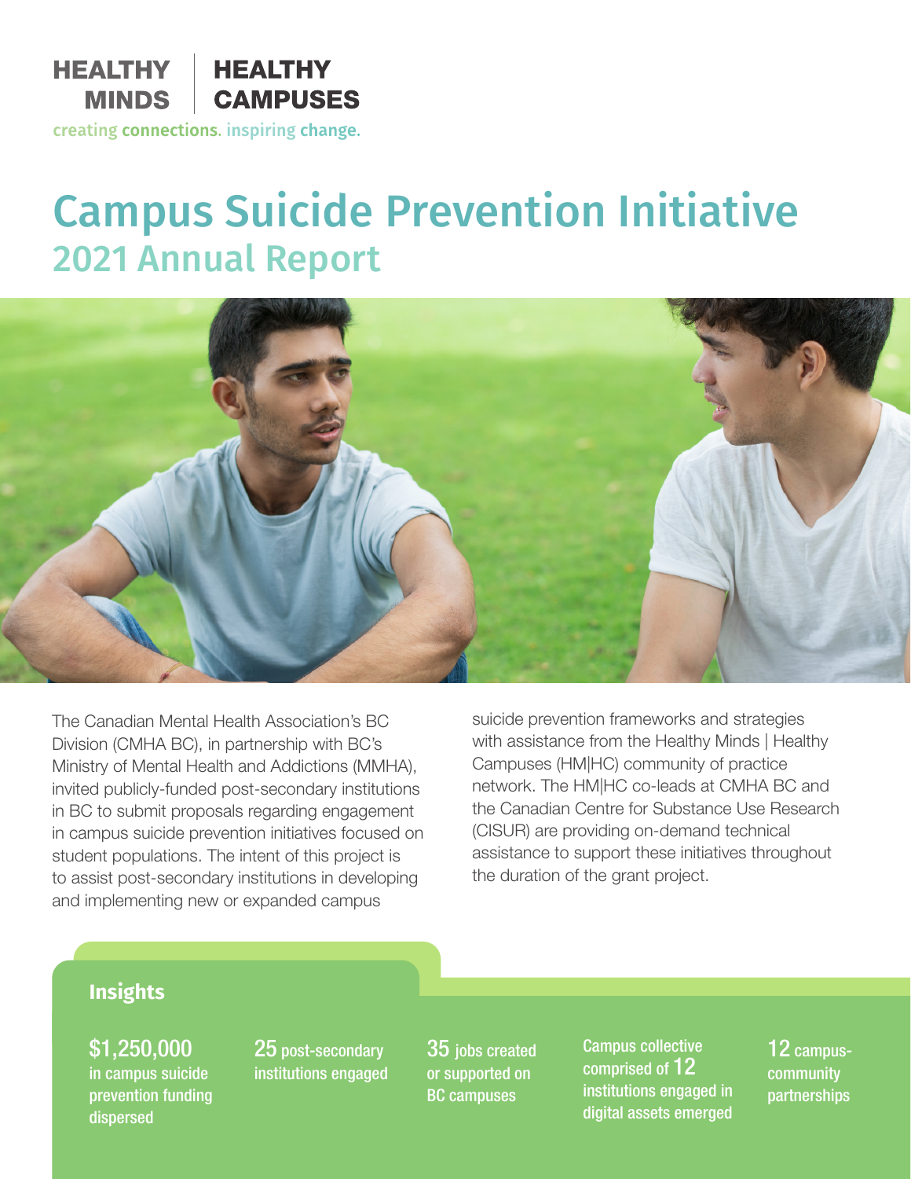HEALTHY MINDS | HEALTHY CAMPUSES

creating connections. inspiring change.

# Campus Suicide Prevention Initiative

## 2021 Annual Report

The Canadian Mental Health Association's BC Division (CMHA BC), in partnership with BC's Ministry of Mental Health and Addictions (MMHA), invited publicly-funded post-secondary institutions in BC to submit proposals regarding engagement in campus suicide prevention initiatives focused on student populations. The intent of this project is to assist post-secondary institutions in developing and implementing new or expanded campus suicide prevention frameworks and strategies with assistance from the Healthy Minds | Healthy Campuses (HM|HC) community of practice network. The HM|HC co-leads at CMHA BC and the Canadian Centre for Substance Use Research (CISUR) are providing on-demand technical assistance to support these initiatives throughout the duration of the grant project.

### Insights

- **$1,250,000** in campus suicide prevention funding dispersed
- **25** post-secondary institutions engaged
- **35** jobs created or supported on BC campuses
- Campus collective comprised of **12** institutions engaged in digital assets emerged
- **12** campus-community partnerships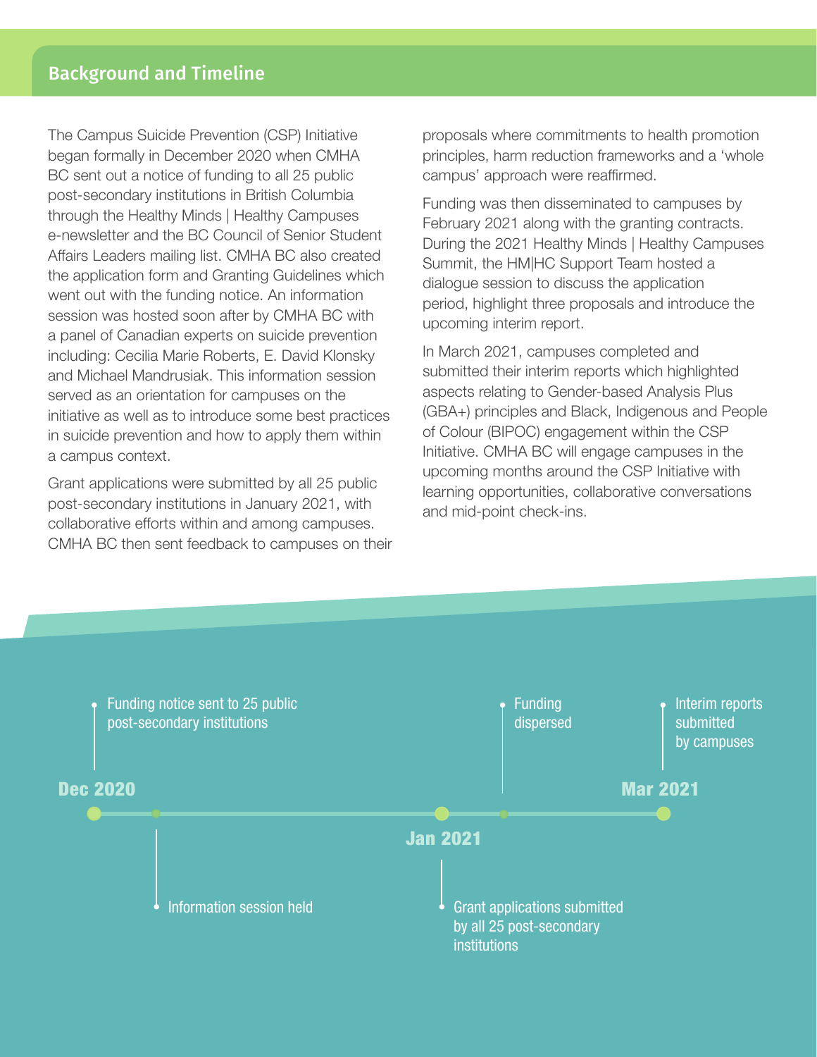## Background and Timeline

The Campus Suicide Prevention (CSP) Initiative began formally in December 2020 when CMHA BC sent out a notice of funding to all 25 public post-secondary institutions in British Columbia through the Healthy Minds | Healthy Campuses e-newsletter and the BC Council of Senior Student Affairs Leaders mailing list. CMHA BC also created the application form and Granting Guidelines which went out with the funding notice. An information session was hosted soon after by CMHA BC with a panel of Canadian experts on suicide prevention including: Cecilia Marie Roberts, E. David Klonsky and Michael Mandrusiak. This information session served as an orientation for campuses on the initiative as well as to introduce some best practices in suicide prevention and how to apply them within a campus context.

Grant applications were submitted by all 25 public post-secondary institutions in January 2021, with collaborative efforts within and among campuses. CMHA BC then sent feedback to campuses on their proposals where commitments to health promotion principles, harm reduction frameworks and a 'whole campus' approach were reaffirmed.

Funding was then disseminated to campuses by February 2021 along with the granting contracts. During the 2021 Healthy Minds | Healthy Campuses Summit, the HM|HC Support Team hosted a dialogue session to discuss the application period, highlight three proposals and introduce the upcoming interim report.

In March 2021, campuses completed and submitted their interim reports which highlighted aspects relating to Gender-based Analysis Plus (GBA+) principles and Black, Indigenous and People of Colour (BIPOC) engagement within the CSP Initiative. CMHA BC will engage campuses in the upcoming months around the CSP Initiative with learning opportunities, collaborative conversations and mid-point check-ins.

**Dec 2020**
- Funding notice sent to 25 public post-secondary institutions
- Information session held

**Jan 2021**
- Grant applications submitted by all 25 post-secondary institutions
- Funding dispersed

**Mar 2021**
- Interim reports submitted by campuses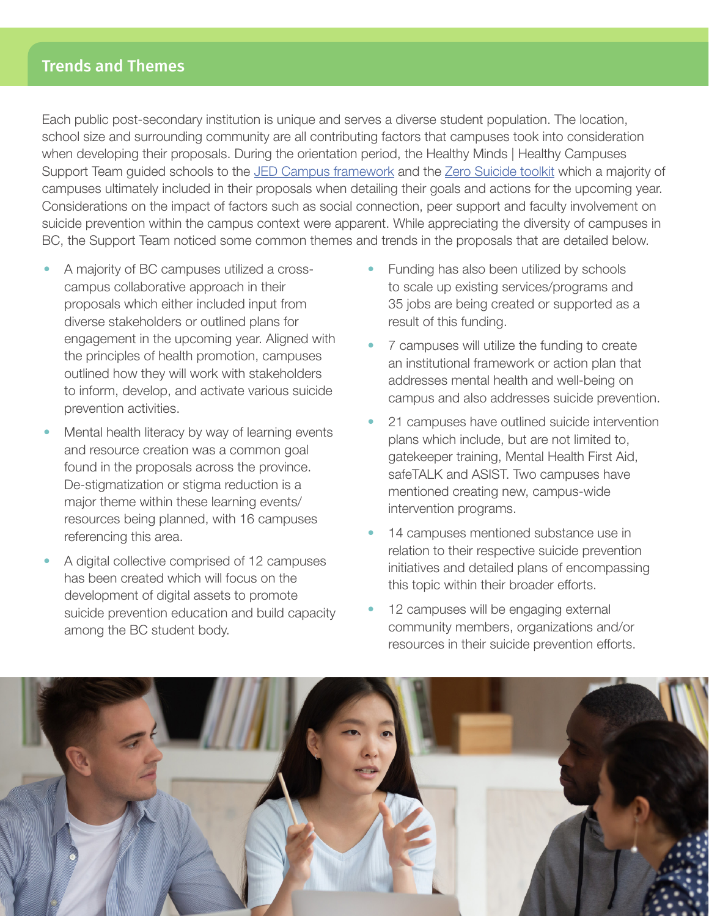## Trends and Themes

Each public post-secondary institution is unique and serves a diverse student population. The location, school size and surrounding community are all contributing factors that campuses took into consideration when developing their proposals. During the orientation period, the Healthy Minds | Healthy Campuses Support Team guided schools to the JED Campus framework and the Zero Suicide toolkit which a majority of campuses ultimately included in their proposals when detailing their goals and actions for the upcoming year. Considerations on the impact of factors such as social connection, peer support and faculty involvement on suicide prevention within the campus context were apparent. While appreciating the diversity of campuses in BC, the Support Team noticed some common themes and trends in the proposals that are detailed below.

- A majority of BC campuses utilized a cross-campus collaborative approach in their proposals which either included input from diverse stakeholders or outlined plans for engagement in the upcoming year. Aligned with the principles of health promotion, campuses outlined how they will work with stakeholders to inform, develop, and activate various suicide prevention activities.
- Mental health literacy by way of learning events and resource creation was a common goal found in the proposals across the province. De-stigmatization or stigma reduction is a major theme within these learning events/resources being planned, with 16 campuses referencing this area.
- A digital collective comprised of 12 campuses has been created which will focus on the development of digital assets to promote suicide prevention education and build capacity among the BC student body.
- Funding has also been utilized by schools to scale up existing services/programs and 35 jobs are being created or supported as a result of this funding.
- 7 campuses will utilize the funding to create an institutional framework or action plan that addresses mental health and well-being on campus and also addresses suicide prevention.
- 21 campuses have outlined suicide intervention plans which include, but are not limited to, gatekeeper training, Mental Health First Aid, safeTALK and ASIST. Two campuses have mentioned creating new, campus-wide intervention programs.
- 14 campuses mentioned substance use in relation to their respective suicide prevention initiatives and detailed plans of encompassing this topic within their broader efforts.
- 12 campuses will be engaging external community members, organizations and/or resources in their suicide prevention efforts.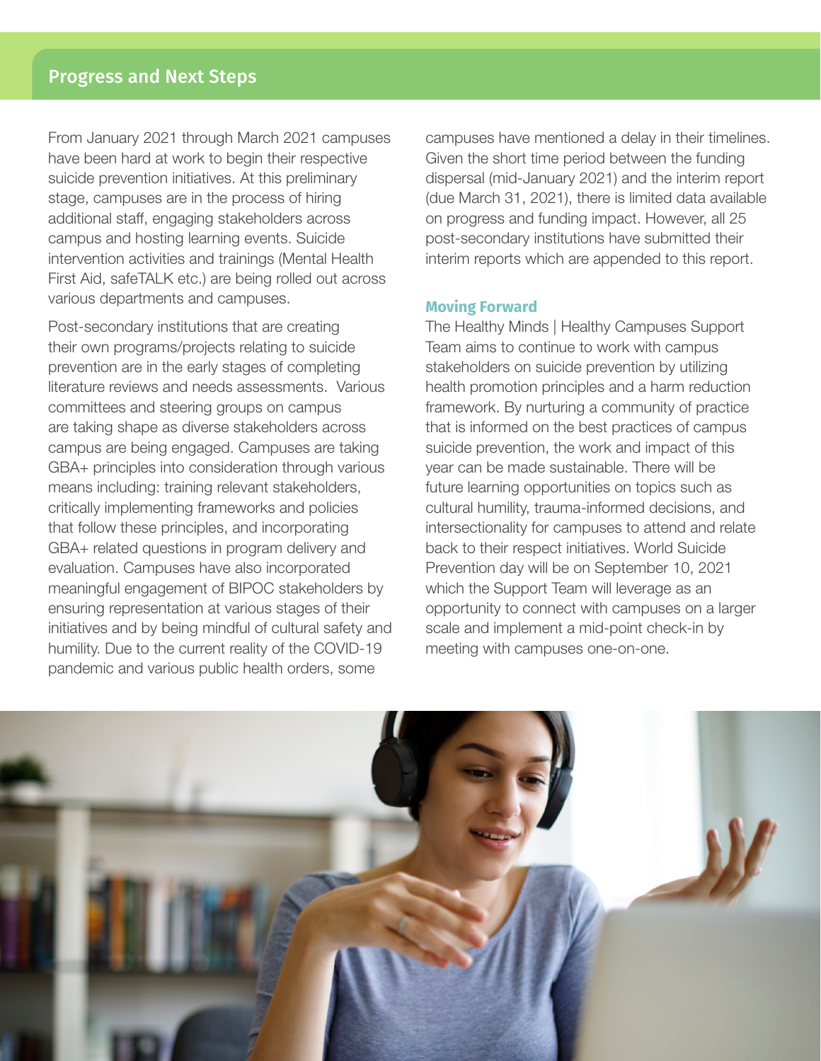## Progress and Next Steps

From January 2021 through March 2021 campuses have been hard at work to begin their respective suicide prevention initiatives. At this preliminary stage, campuses are in the process of hiring additional staff, engaging stakeholders across campus and hosting learning events. Suicide intervention activities and trainings (Mental Health First Aid, safeTALK etc.) are being rolled out across various departments and campuses.

Post-secondary institutions that are creating their own programs/projects relating to suicide prevention are in the early stages of completing literature reviews and needs assessments. Various committees and steering groups on campus are taking shape as diverse stakeholders across campus are being engaged. Campuses are taking GBA+ principles into consideration through various means including: training relevant stakeholders, critically implementing frameworks and policies that follow these principles, and incorporating GBA+ related questions in program delivery and evaluation. Campuses have also incorporated meaningful engagement of BIPOC stakeholders by ensuring representation at various stages of their initiatives and by being mindful of cultural safety and humility. Due to the current reality of the COVID-19 pandemic and various public health orders, some campuses have mentioned a delay in their timelines. Given the short time period between the funding dispersal (mid-January 2021) and the interim report (due March 31, 2021), there is limited data available on progress and funding impact. However, all 25 post-secondary institutions have submitted their interim reports which are appended to this report.

### Moving Forward

The Healthy Minds | Healthy Campuses Support Team aims to continue to work with campus stakeholders on suicide prevention by utilizing health promotion principles and a harm reduction framework. By nurturing a community of practice that is informed on the best practices of campus suicide prevention, the work and impact of this year can be made sustainable. There will be future learning opportunities on topics such as cultural humility, trauma-informed decisions, and intersectionality for campuses to attend and relate back to their respect initiatives. World Suicide Prevention day will be on September 10, 2021 which the Support Team will leverage as an opportunity to connect with campuses on a larger scale and implement a mid-point check-in by meeting with campuses one-on-one.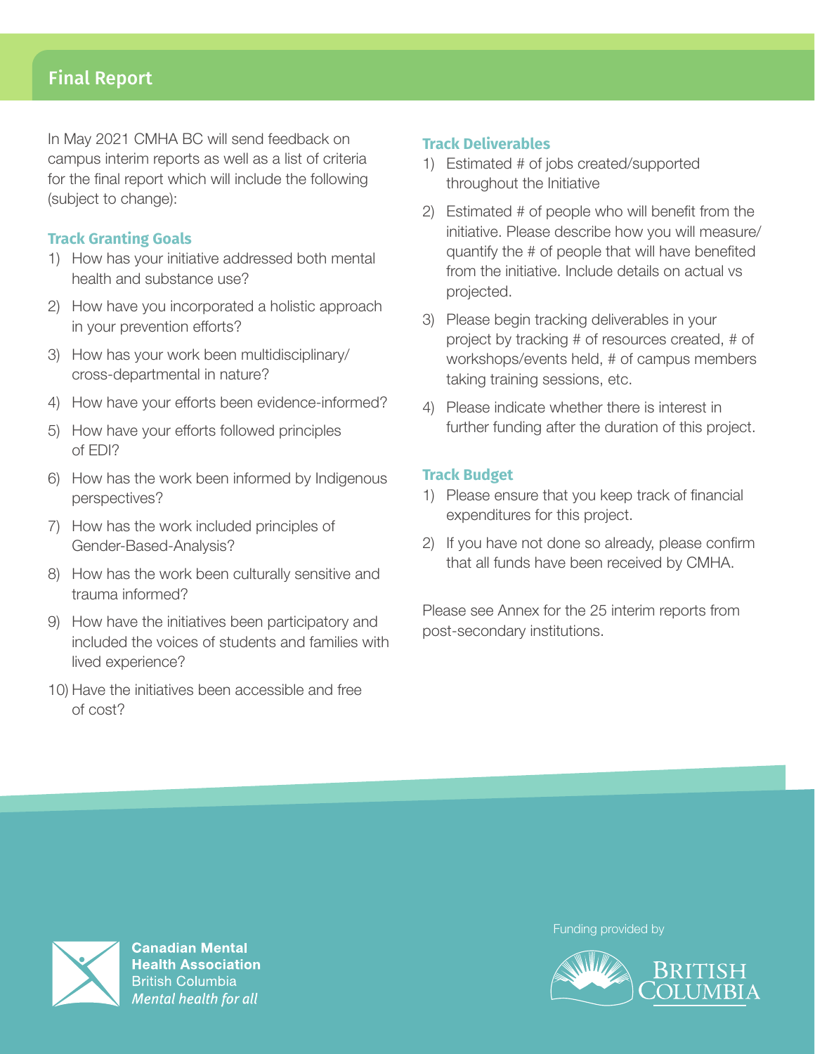## Final Report

In May 2021 CMHA BC will send feedback on campus interim reports as well as a list of criteria for the final report which will include the following (subject to change):

### Track Granting Goals

1) How has your initiative addressed both mental health and substance use?
2) How have you incorporated a holistic approach in your prevention efforts?
3) How has your work been multidisciplinary/ cross-departmental in nature?
4) How have your efforts been evidence-informed?
5) How have your efforts followed principles of EDI?
6) How has the work been informed by Indigenous perspectives?
7) How has the work included principles of Gender-Based-Analysis?
8) How has the work been culturally sensitive and trauma informed?
9) How have the initiatives been participatory and included the voices of students and families with lived experience?
10) Have the initiatives been accessible and free of cost?

### Track Deliverables

1) Estimated # of jobs created/supported throughout the Initiative
2) Estimated # of people who will benefit from the initiative. Please describe how you will measure/ quantify the # of people that will have benefited from the initiative. Include details on actual vs projected.
3) Please begin tracking deliverables in your project by tracking # of resources created, # of workshops/events held, # of campus members taking training sessions, etc.
4) Please indicate whether there is interest in further funding after the duration of this project.

### Track Budget

1) Please ensure that you keep track of financial expenditures for this project.
2) If you have not done so already, please confirm that all funds have been received by CMHA.

Please see Annex for the 25 interim reports from post-secondary institutions.

**Canadian Mental Health Association**
British Columbia
*Mental health for all*

Funding provided by

BRITISH COLUMBIA